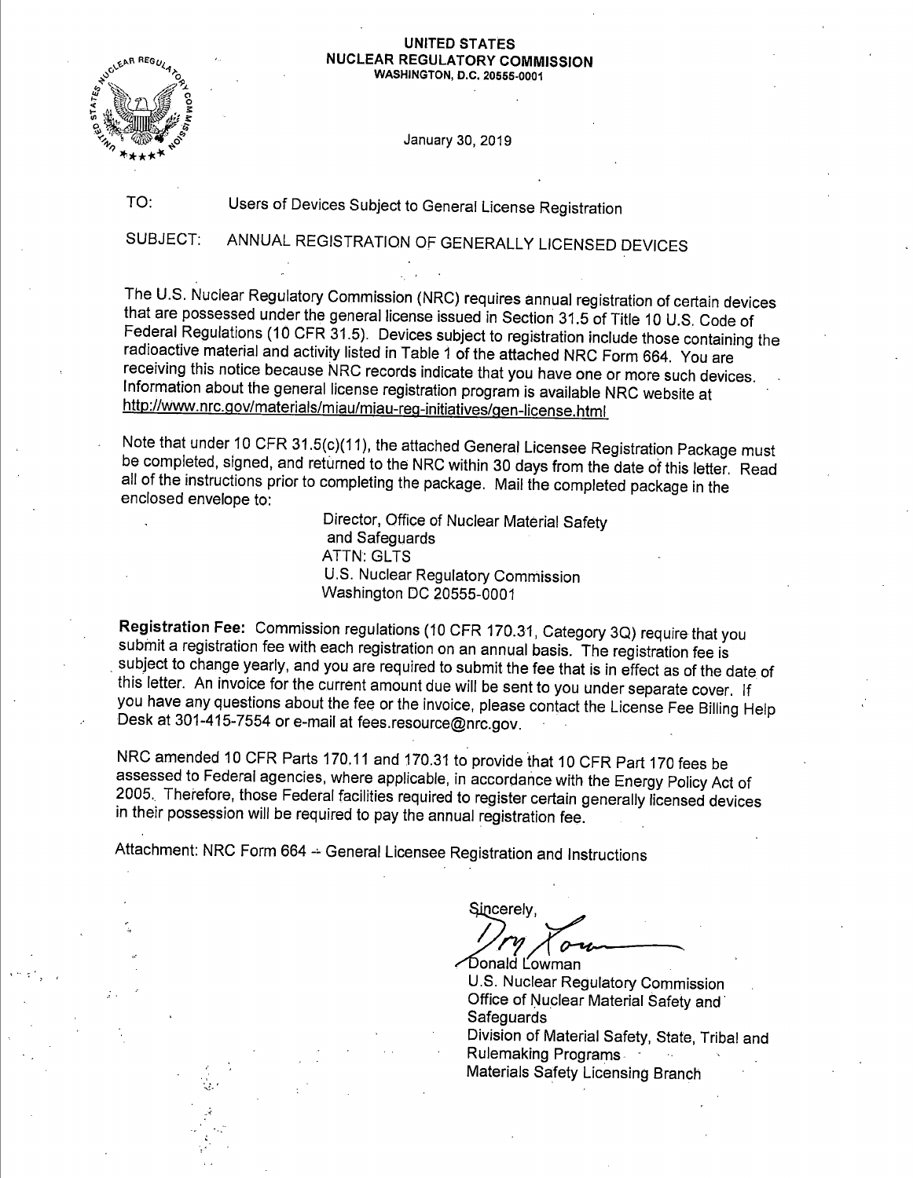**UNITED STATES**
**NUCLEAR REGULATORY COMMISSION**
**WASHINGTON, D.C. 20555-0001**

January 30, 2019

TO: Users of Devices Subject to General License Registration

SUBJECT: ANNUAL REGISTRATION OF GENERALLY LICENSED DEVICES

The U.S. Nuclear Regulatory Commission (NRC) requires annual registration of certain devices that are possessed under the general license issued in Section 31.5 of Title 10 U.S. Code of Federal Regulations (10 CFR 31.5). Devices subject to registration include those containing the radioactive material and activity listed in Table 1 of the attached NRC Form 664. You are receiving this notice because NRC records indicate that you have one or more such devices. Information about the general license registration program is available NRC website at http://www.nrc.gov/materials/miau/miau-reg-initiatives/gen-license.html

Note that under 10 CFR 31.5(c)(11), the attached General Licensee Registration Package must be completed, signed, and returned to the NRC within 30 days from the date of this letter. Read all of the instructions prior to completing the package. Mail the completed package in the enclosed envelope to:

Director, Office of Nuclear Material Safety
and Safeguards
ATTN: GLTS
U.S. Nuclear Regulatory Commission
Washington DC 20555-0001

**Registration Fee:** Commission regulations (10 CFR 170.31, Category 3Q) require that you submit a registration fee with each registration on an annual basis. The registration fee is subject to change yearly, and you are required to submit the fee that is in effect as of the date of this letter. An invoice for the current amount due will be sent to you under separate cover. If you have any questions about the fee or the invoice, please contact the License Fee Billing Help Desk at 301-415-7554 or e-mail at fees.resource@nrc.gov.

NRC amended 10 CFR Parts 170.11 and 170.31 to provide that 10 CFR Part 170 fees be assessed to Federal agencies, where applicable, in accordance with the Energy Policy Act of 2005. Therefore, those Federal facilities required to register certain generally licensed devices in their possession will be required to pay the annual registration fee.

Attachment: NRC Form 664 -- General Licensee Registration and Instructions

Sincerely,

Donald Lowman
U.S. Nuclear Regulatory Commission
Office of Nuclear Material Safety and Safeguards
Division of Material Safety, State, Tribal and Rulemaking Programs
Materials Safety Licensing Branch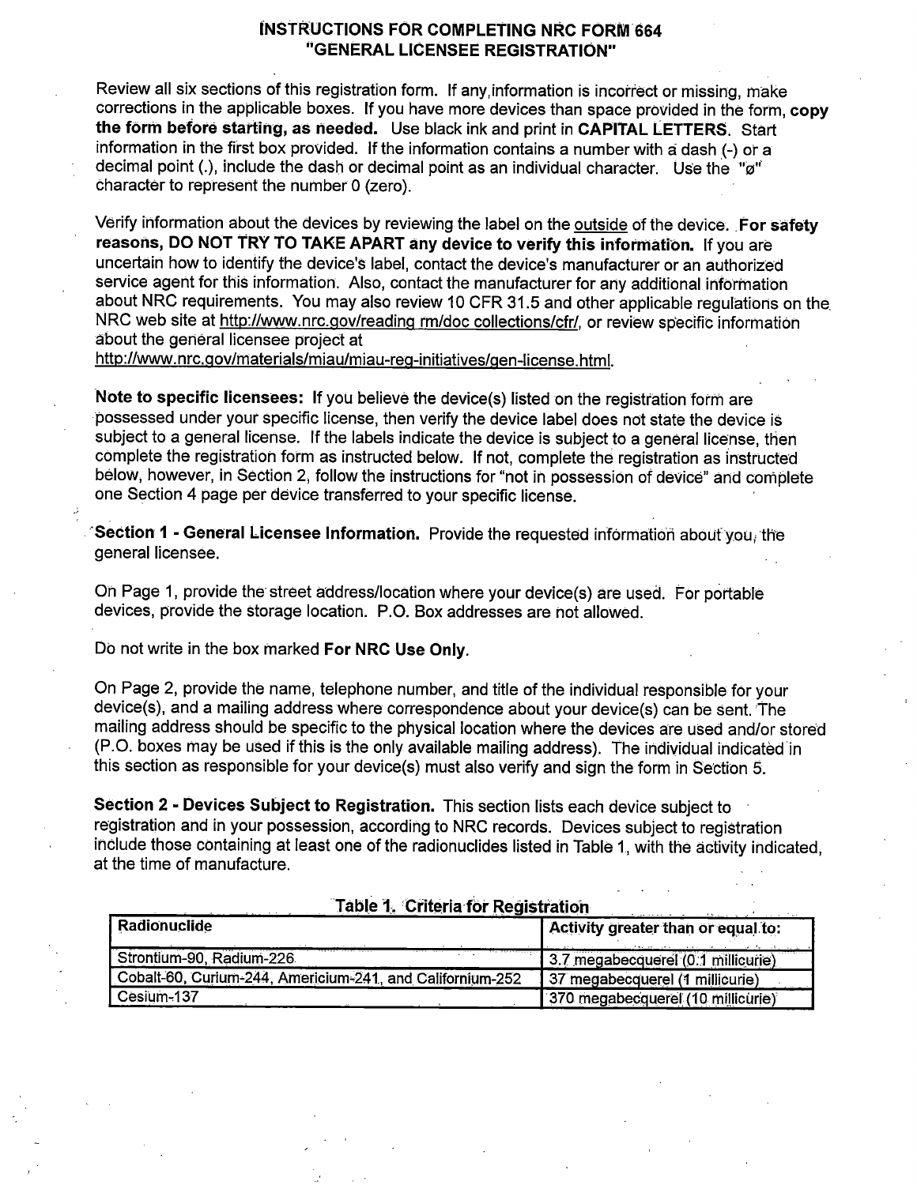# INSTRUCTIONS FOR COMPLETING NRC FORM 664 "GENERAL LICENSEE REGISTRATION"

Review all six sections of this registration form. If any information is incorrect or missing, make corrections in the applicable boxes. If you have more devices than space provided in the form, **copy the form before starting, as needed.** Use black ink and print in **CAPITAL LETTERS**. Start information in the first box provided. If the information contains a number with a dash (-) or a decimal point (.), include the dash or decimal point as an individual character. Use the "ø" character to represent the number 0 (zero).

Verify information about the devices by reviewing the label on the outside of the device. **For safety reasons, DO NOT TRY TO TAKE APART any device to verify this information.** If you are uncertain how to identify the device's label, contact the device's manufacturer or an authorized service agent for this information. Also, contact the manufacturer for any additional information about NRC requirements. You may also review 10 CFR 31.5 and other applicable regulations on the NRC web site at http://www.nrc.gov/reading rm/doc collections/cfr/, or review specific information about the general licensee project at http://www.nrc.gov/materials/miau/miau-reg-initiatives/gen-license.html.

**Note to specific licensees:** If you believe the device(s) listed on the registration form are possessed under your specific license, then verify the device label does not state the device is subject to a general license. If the labels indicate the device is subject to a general license, then complete the registration form as instructed below. If not, complete the registration as instructed below, however, in Section 2, follow the instructions for "not in possession of device" and complete one Section 4 page per device transferred to your specific license.

**Section 1 - General Licensee Information.** Provide the requested information about you, the general licensee.

On Page 1, provide the street address/location where your device(s) are used. For portable devices, provide the storage location. P.O. Box addresses are not allowed.

Do not write in the box marked **For NRC Use Only**.

On Page 2, provide the name, telephone number, and title of the individual responsible for your device(s), and a mailing address where correspondence about your device(s) can be sent. The mailing address should be specific to the physical location where the devices are used and/or stored (P.O. boxes may be used if this is the only available mailing address). The individual indicated in this section as responsible for your device(s) must also verify and sign the form in Section 5.

**Section 2 - Devices Subject to Registration.** This section lists each device subject to registration and in your possession, according to NRC records. Devices subject to registration include those containing at least one of the radionuclides listed in Table 1, with the activity indicated, at the time of manufacture.

**Table 1. Criteria for Registration**

| Radionuclide | Activity greater than or equal to: |
|---|---|
| Strontium-90, Radium-226 | 3.7 megabecquerel (0.1 millicurie) |
| Cobalt-60, Curium-244, Americium-241, and Californium-252 | 37 megabecquerel (1 millicurie) |
| Cesium-137 | 370 megabecquerel (10 millicurie) |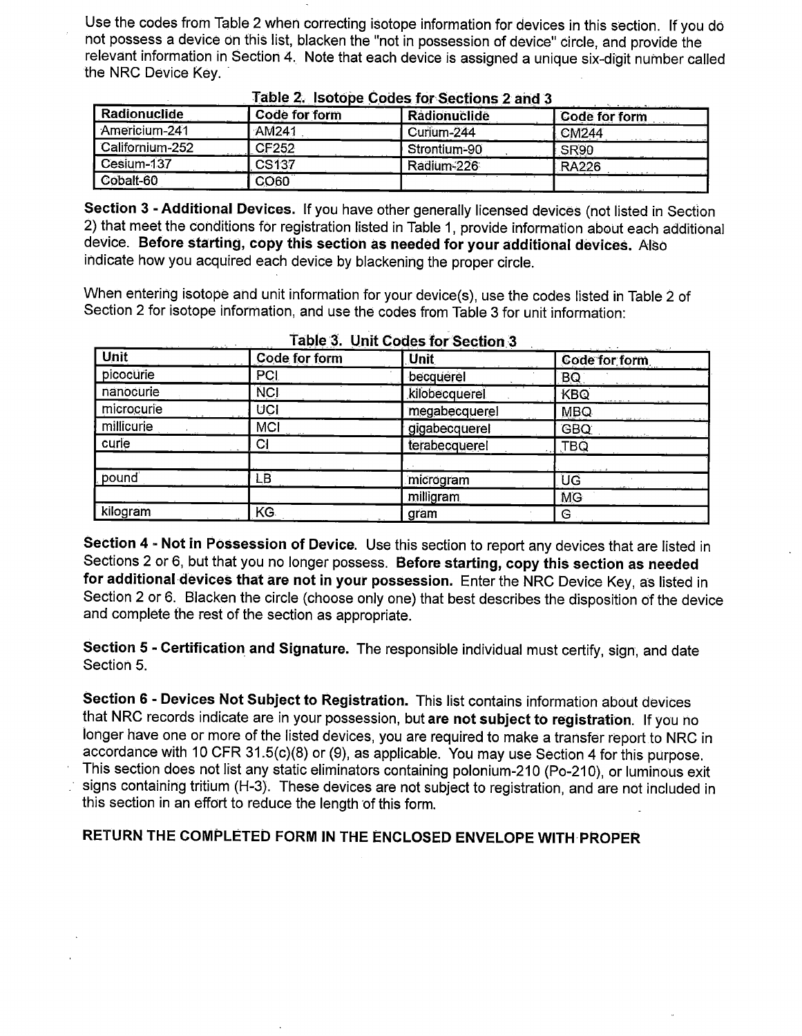Use the codes from Table 2 when correcting isotope information for devices in this section. If you do not possess a device on this list, blacken the "not in possession of device" circle, and provide the relevant information in Section 4. Note that each device is assigned a unique six-digit number called the NRC Device Key.

**Table 2. Isotope Codes for Sections 2 and 3**

| Radionuclide | Code for form | Radionuclide | Code for form |
|---|---|---|---|
| Americium-241 | AM241 | Curium-244 | CM244 |
| Californium-252 | CF252 | Strontium-90 | SR90 |
| Cesium-137 | CS137 | Radium-226 | RA226 |
| Cobalt-60 | CO60 | | |

**Section 3 - Additional Devices.** If you have other generally licensed devices (not listed in Section 2) that meet the conditions for registration listed in Table 1, provide information about each additional device. **Before starting, copy this section as needed for your additional devices.** Also indicate how you acquired each device by blackening the proper circle.

When entering isotope and unit information for your device(s), use the codes listed in Table 2 of Section 2 for isotope information, and use the codes from Table 3 for unit information:

**Table 3. Unit Codes for Section 3**

| Unit | Code for form | Unit | Code for form |
|---|---|---|---|
| picocurie | PCI | becquerel | BQ |
| nanocurie | NCI | kilobecquerel | KBQ |
| microcurie | UCI | megabecquerel | MBQ |
| millicurie | MCI | gigabecquerel | GBQ |
| curie | CI | terabecquerel | TBQ |
| | | | |
| pound | LB | microgram | UG |
| | | milligram | MG |
| kilogram | KG | gram | G |

**Section 4 - Not in Possession of Device.** Use this section to report any devices that are listed in Sections 2 or 6, but that you no longer possess. **Before starting, copy this section as needed for additional devices that are not in your possession.** Enter the NRC Device Key, as listed in Section 2 or 6. Blacken the circle (choose only one) that best describes the disposition of the device and complete the rest of the section as appropriate.

**Section 5 - Certification and Signature.** The responsible individual must certify, sign, and date Section 5.

**Section 6 - Devices Not Subject to Registration.** This list contains information about devices that NRC records indicate are in your possession, but **are not subject to registration**. If you no longer have one or more of the listed devices, you are required to make a transfer report to NRC in accordance with 10 CFR 31.5(c)(8) or (9), as applicable. You may use Section 4 for this purpose. This section does not list any static eliminators containing polonium-210 (Po-210), or luminous exit signs containing tritium (H-3). These devices are not subject to registration, and are not included in this section in an effort to reduce the length of this form.

**RETURN THE COMPLETED FORM IN THE ENCLOSED ENVELOPE WITH PROPER**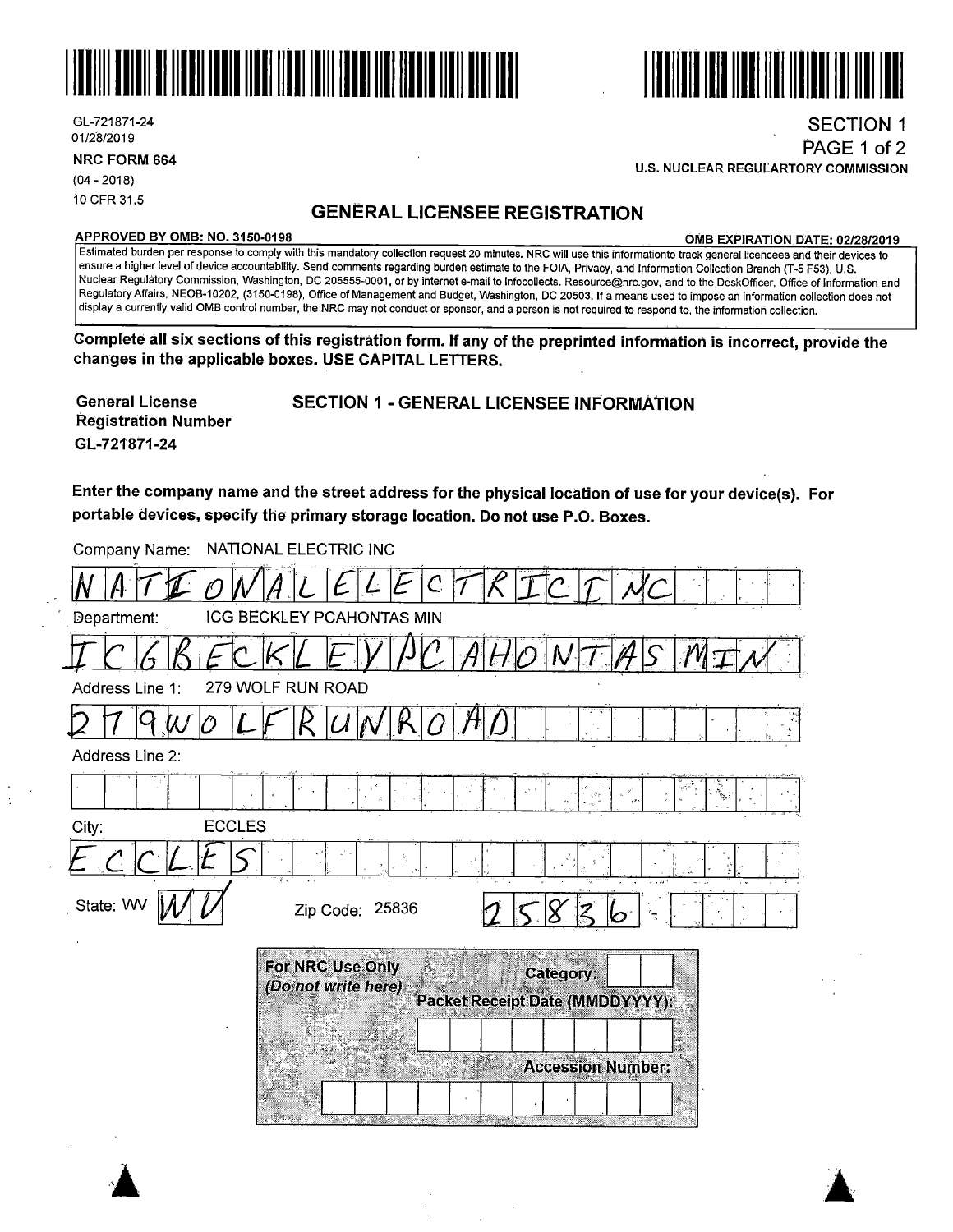GL-721871-24
01/28/2019

**NRC FORM 664**
(04 - 2018)
10 CFR 31.5

SECTION 1
PAGE 1 of 2
**U.S. NUCLEAR REGULARTORY COMMISSION**

## GENERAL LICENSEE REGISTRATION

**APPROVED BY OMB: NO. 3150-0198** **OMB EXPIRATION DATE: 02/28/2019**

Estimated burden per response to comply with this mandatory collection request 20 minutes. NRC will use this informationto track general licencees and their devices to ensure a higher level of device accountability. Send comments regarding burden estimate to the FOIA, Privacy, and Information Collection Branch (T-5 F53), U.S. Nuclear Regulatory Commission, Washington, DC 205555-0001, or by internet e-mail to Infocollects. Resource@nrc.gov, and to the DeskOfficer, Office of Information and Regulatory Affairs, NEOB-10202, (3150-0198), Office of Management and Budget, Washington, DC 20503. If a means used to impose an information collection does not display a currently valid OMB control number, the NRC may not conduct or sponsor, and a person is not required to respond to, the information collection.

**Complete all six sections of this registration form. If any of the preprinted information is incorrect, provide the changes in the applicable boxes. USE CAPITAL LETTERS.**

**General License Registration Number**
**GL-721871-24**

### SECTION 1 - GENERAL LICENSEE INFORMATION

**Enter the company name and the street address for the physical location of use for your device(s). For portable devices, specify the primary storage location. Do not use P.O. Boxes.**

Company Name: NATIONAL ELECTRIC INC

NATIONAL ELECTRIC INC

Department: ICG BECKLEY PCAHONTAS MIN

ICG BECKLEY PCAHONTAS MIN

Address Line 1: 279 WOLF RUN ROAD

279 WOLF RUN ROAD

Address Line 2:

City: ECCLES

ECCLES

State: WV WV

Zip Code: 25836 25836

**For NRC Use Only**
*(Do not write here)*
**Category:**
**Packet Receipt Date (MMDDYYYY):**
**Accession Number:**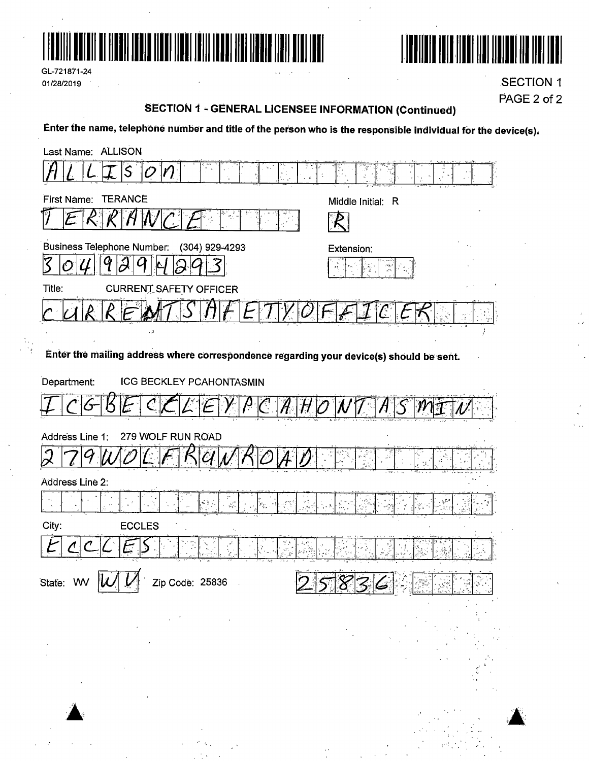GL-721871-24
01/28/2019

SECTION 1

## SECTION 1 - GENERAL LICENSEE INFORMATION (Continued)

**Enter the name, telephone number and title of the person who is the responsible individual for the device(s).**

Last Name: ALLISON

ALLISON

First Name: TERANCE

TERRANCE

Middle Initial: R

R

Business Telephone Number: (304) 929-4293

3049294293

Extension:

Title: CURRENT SAFETY OFFICER

CURRENTSAFETYOFFICER

**Enter the mailing address where correspondence regarding your device(s) should be sent.**

Department: ICG BECKLEY PCAHONTASMIN

ICGBECKLEYPCAHONTASMIN

Address Line 1: 279 WOLF RUN ROAD

279WOLFRUNROAD

Address Line 2:

City: ECCLES

ECCLES

State: WV WV

Zip Code: 25836

25836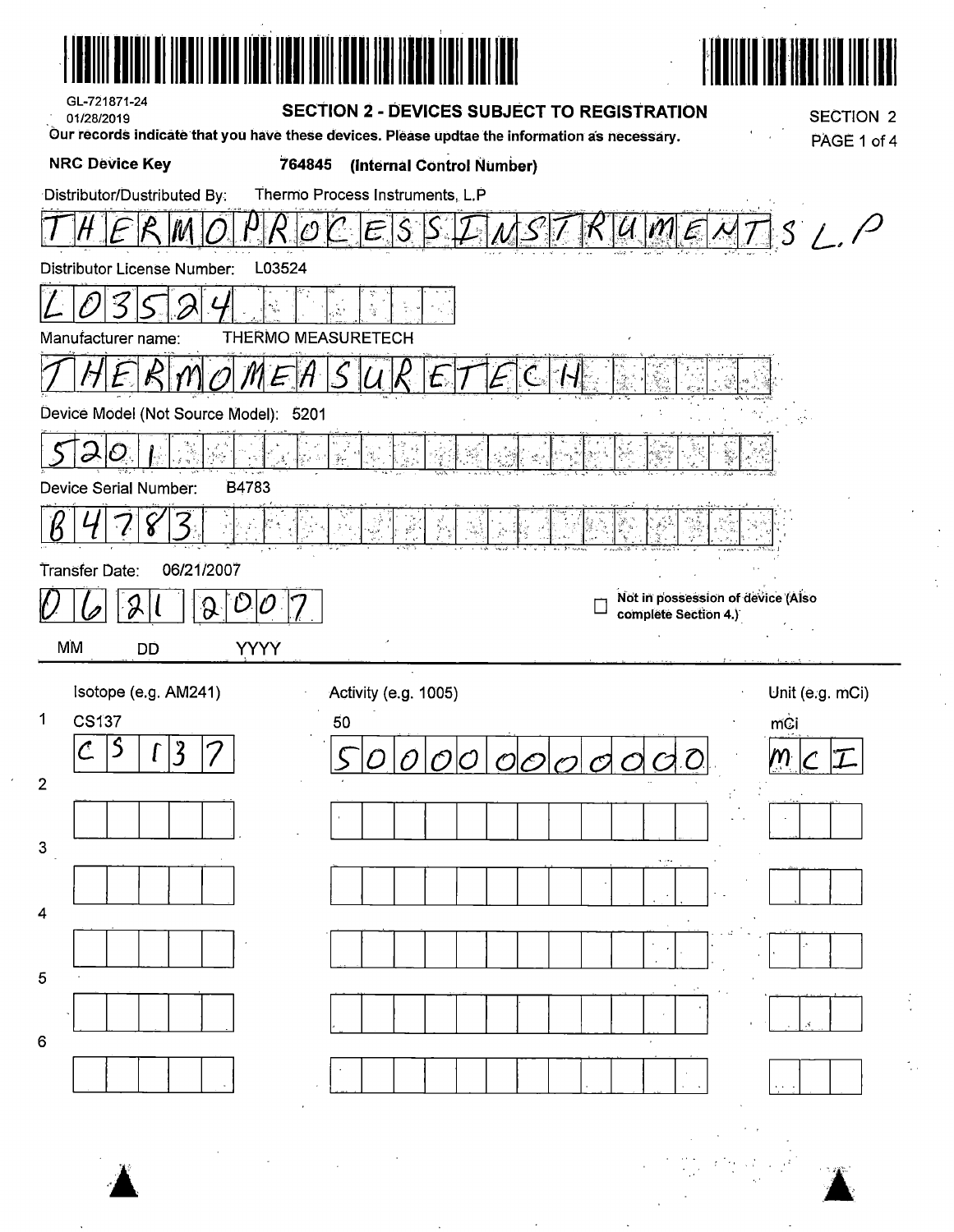GL-721871-24
01/28/2019

## SECTION 2 - DEVICES SUBJECT TO REGISTRATION

SECTION 2
PAGE 1 of 4

**Our records indicate that you have these devices. Please updtae the information as necessary.**

**NRC Device Key** **764845** **(Internal Control Number)**

Distributor/Dustributed By: Thermo Process Instruments, L.P

THERMOPROCESSINSTRUMENTS L.P

Distributor License Number: L03524

L03524

Manufacturer name: THERMO MEASURETECH

THERMOMEASURETECH

Device Model (Not Source Model): 5201

5201

Device Serial Number: B4783

B4783

Transfer Date: 06/21/2007

| MM | DD | YYYY |
|---|---|---|
| 06 | 21 | 2007 |

☐ Not in possession of device (Also complete Section 4.)

| | Isotope (e.g. AM241) | Activity (e.g. 1005) | Unit (e.g. mCi) |
|---|---|---|---|
| 1 | CS137 | 50 | mCi |
| | CS137 | 500000000000 | MCI |
| 2 | | | |
| 3 | | | |
| 4 | | | |
| 5 | | | |
| 6 | | | |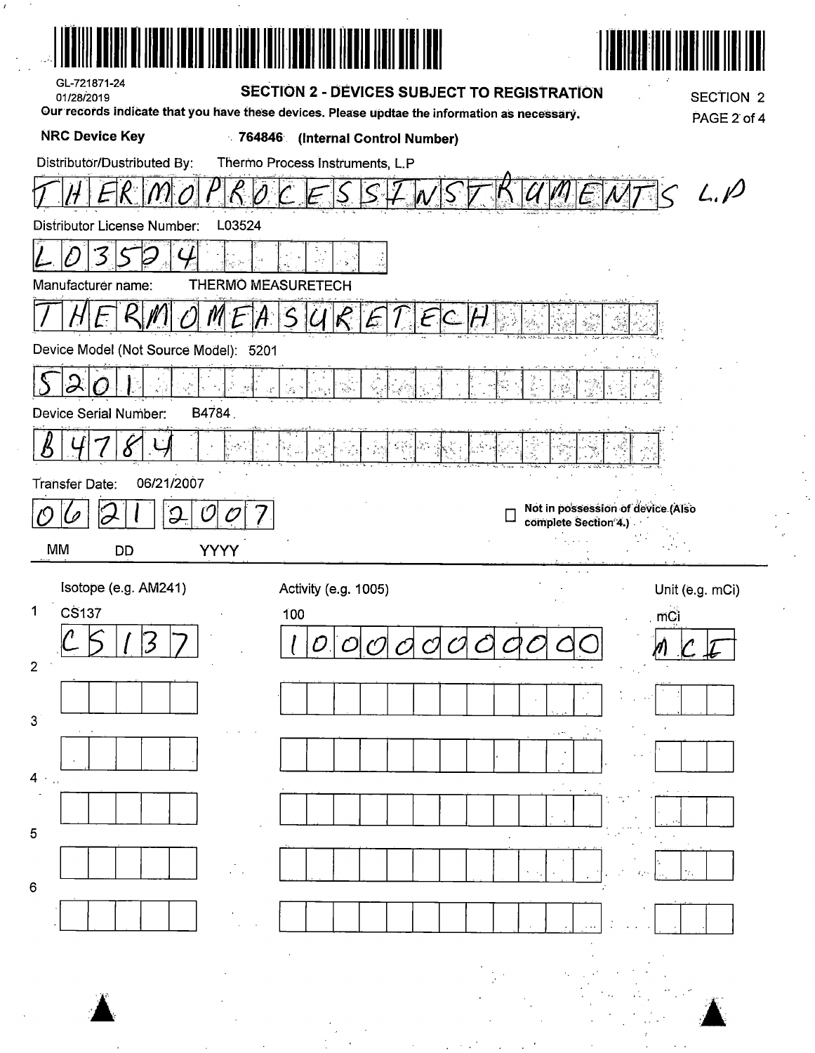GL-721871-24
01/28/2019

## SECTION 2 - DEVICES SUBJECT TO REGISTRATION

SECTION 2

Our records indicate that you have these devices. Please updtae the information as necessary.

**NRC Device Key** **764846** **(Internal Control Number)**

Distributor/Dustributed By: Thermo Process Instruments, L.P

THERMOPROCESSINSTRUMENTS L.P

Distributor License Number: L03524

L03524

Manufacturer name: THERMO MEASURETECH

THERMOMEASURETECH

Device Model (Not Source Model): 5201

5201

Device Serial Number: B4784

B4784

Transfer Date: 06/21/2007

06 21 2007

MM DD YYYY

☐ Not in possession of device (Also complete Section 4.)

| | Isotope (e.g. AM241) | Activity (e.g. 1005) | Unit (e.g. mCi) |
|---|---|---|---|
| 1 | CS137 | 100 | mCi |
| | CS137 | 100000000000 | MCI |
| 2 | | | |
| 3 | | | |
| 4 | | | |
| 5 | | | |
| 6 | | | |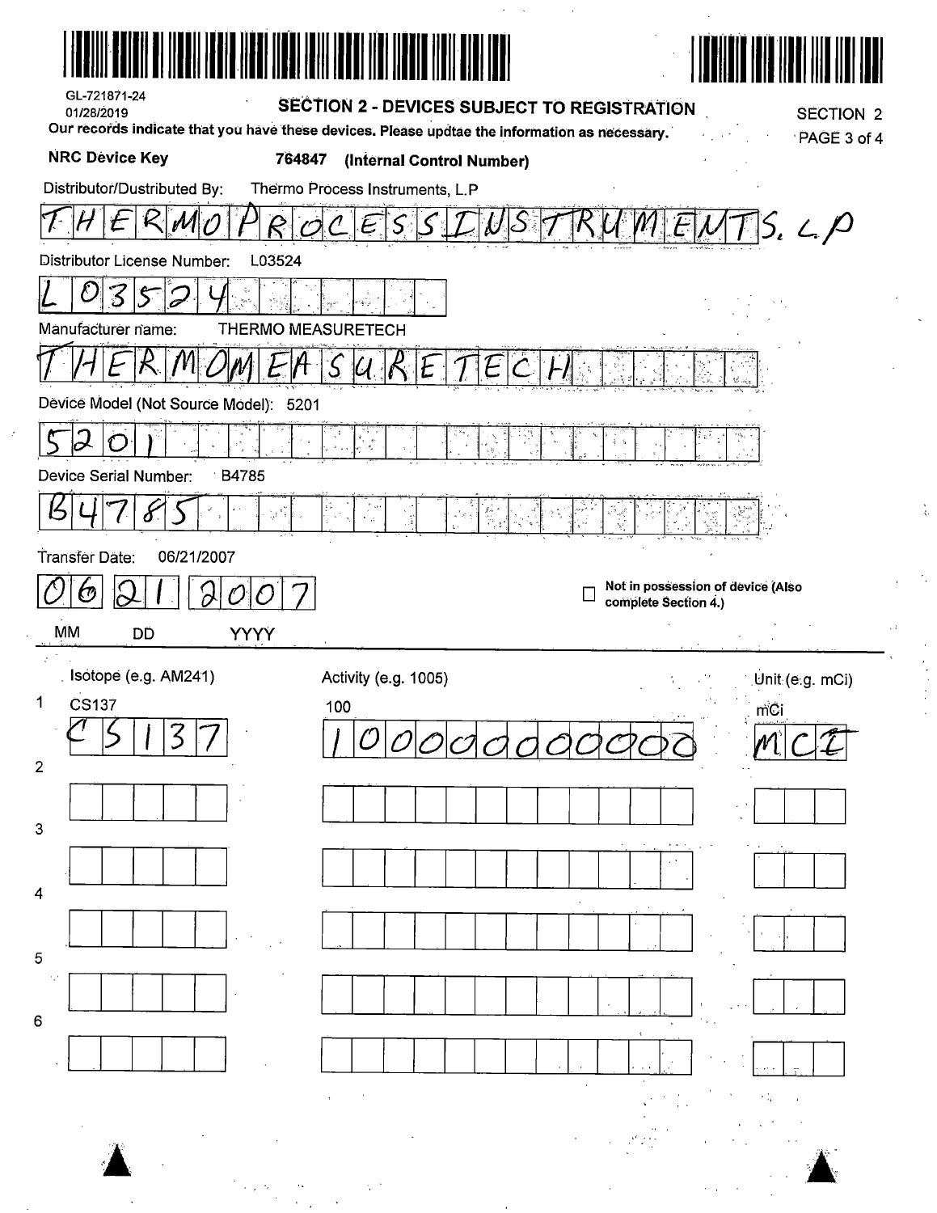GL-721871-24
01/28/2019

## SECTION 2 - DEVICES SUBJECT TO REGISTRATION

SECTION 2

**Our records indicate that you have these devices. Please updtae the information as necessary.**

**NRC Device Key** **764847 (Internal Control Number)**

Distributor/Dustributed By: Thermo Process Instruments, L.P

THERMO PROCESS INSTRUMENTS. L.P

Distributor License Number: L03524

L03524

Manufacturer name: THERMO MEASURETECH

THERMOMEASURETECH

Device Model (Not Source Model): 5201

5201

Device Serial Number: B4785

B4785

Transfer Date: 06/21/2007

| 06 | 21 | 2007 |
|---|---|---|
| MM | DD | YYYY |

☐ Not in possession of device (Also complete Section 4.)

| | Isotope (e.g. AM241) | Activity (e.g. 1005) | Unit (e.g. mCi) |
|---|---|---|---|
| 1 | CS137 | 100 | mCi |
| | CS137 | 100000000000 | MCI |
| 2 | | | |
| 3 | | | |
| 4 | | | |
| 5 | | | |
| 6 | | | |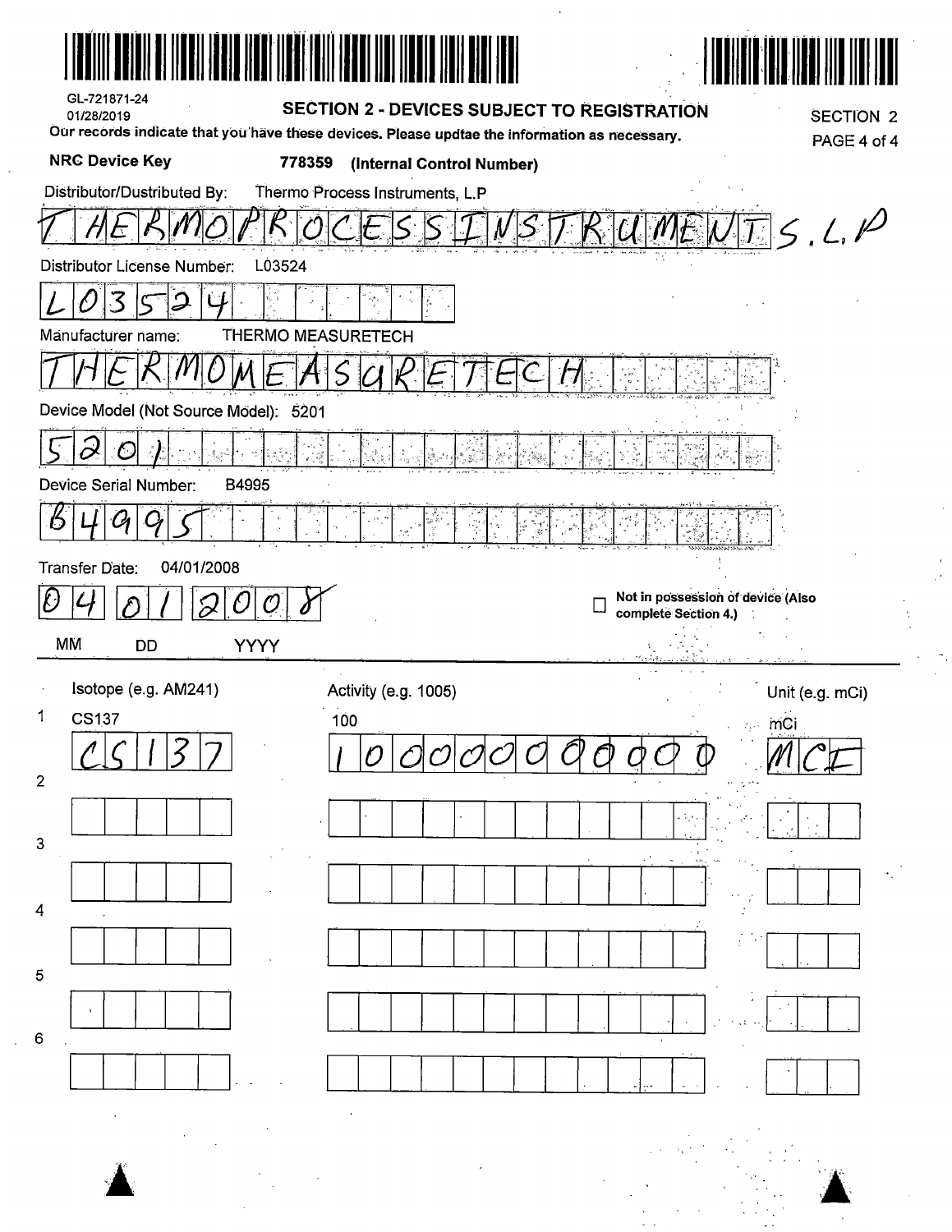GL-721871-24

01/28/2019

## SECTION 2 - DEVICES SUBJECT TO REGISTRATION

SECTION 2

Our records indicate that you have these devices. Please updtae the information as necessary.

**NRC Device Key** **778359 (Internal Control Number)**

Distributor/Dustributed By: Thermo Process Instruments, L.P

THERMOPROCESSINSTRUMENTS.L.P

Distributor License Number: L03524

L03524

Manufacturer name: THERMO MEASURETECH

THERMOMEASGRETECH

Device Model (Not Source Model): 5201

5201

Device Serial Number: B4995

B4995

Transfer Date: 04/01/2008

04 01 2008

MM DD YYYY

☐ **Not in possession of device (Also complete Section 4.)**

| | Isotope (e.g. AM241) | Activity (e.g. 1005) | Unit (e.g. mCi) |
|---|---|---|---|
| 1 | CS137 | 100 | mCi |
| | CS137 | 1000000000000 | MCI |
| 2 | | | |
| 3 | | | |
| 4 | | | |
| 5 | | | |
| 6 | | | |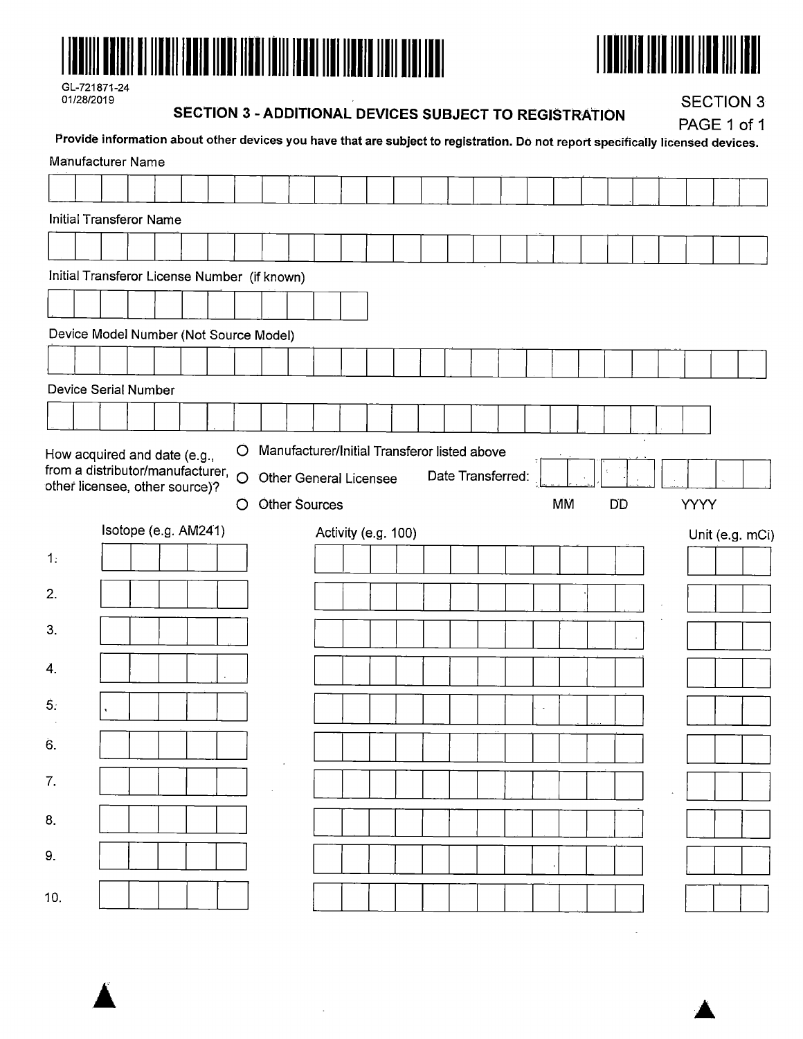GL-721871-24
01/28/2019

## SECTION 3 - ADDITIONAL DEVICES SUBJECT TO REGISTRATION

SECTION 3
PAGE 1 of 1

**Provide information about other devices you have that are subject to registration. Do not report specifically licensed devices.**

Manufacturer Name

Initial Transferor Name

Initial Transferor License Number (if known)

Device Model Number (Not Source Model)

Device Serial Number

How acquired and date (e.g., from a distributor/manufacturer, other licensee, other source)?

- ○ Manufacturer/Initial Transferor listed above
- ○ Other General Licensee
- ○ Other Sources

Date Transferred: MM DD YYYY

| | Isotope (e.g. AM241) | Activity (e.g. 100) | Unit (e.g. mCi) |
|---|---|---|---|
| 1. | | | |
| 2. | | | |
| 3. | | | |
| 4. | | | |
| 5. | | | |
| 6. | | | |
| 7. | | | |
| 8. | | | |
| 9. | | | |
| 10. | | | |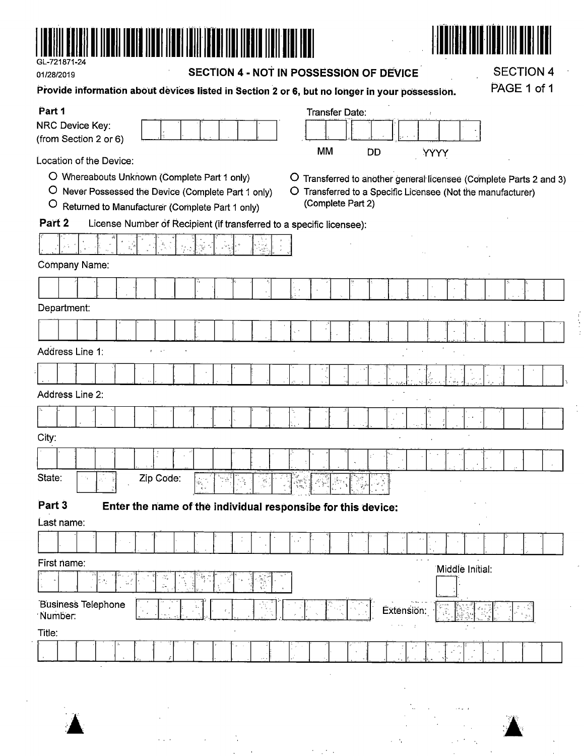GL-721871-24

01/28/2019

## SECTION 4 - NOT IN POSSESSION OF DEVICE

SECTION 4

PAGE 1 of 1

**Provide information about devices listed in Section 2 or 6, but no longer in your possession.**

**Part 1**

NRC Device Key: (from Section 2 or 6)

Transfer Date: MM DD YYYY

Location of the Device:

- ○ Whereabouts Unknown (Complete Part 1 only)
- ○ Never Possessed the Device (Complete Part 1 only)
- ○ Returned to Manufacturer (Complete Part 1 only)
- ○ Transferred to another general licensee (Complete Parts 2 and 3)
- ○ Transferred to a Specific Licensee (Not the manufacturer) (Complete Part 2)

**Part 2** License Number of Recipient (if transferred to a specific licensee):

Company Name:

Department:

Address Line 1:

Address Line 2:

City:

State: Zip Code:

**Part 3** **Enter the name of the individual responsibe for this device:**

Last name:

First name:

Middle Initial:

Business Telephone Number:

Extension:

Title: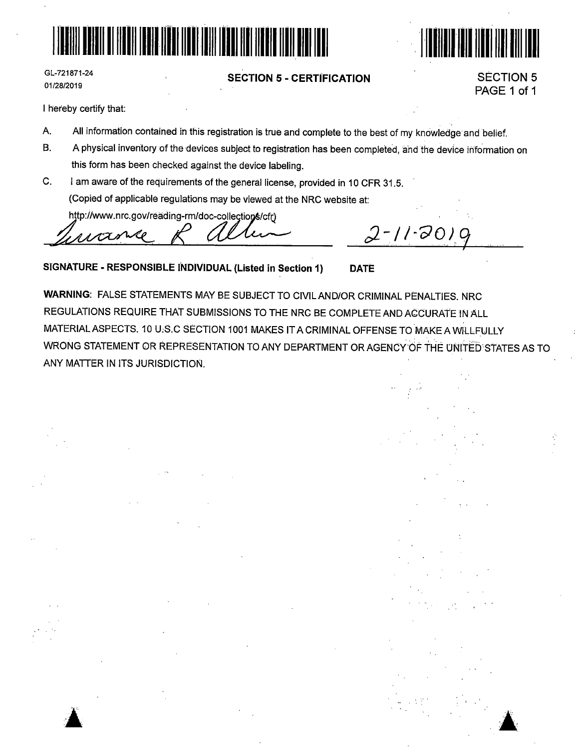GL-721871-24
01/28/2019

## SECTION 5 - CERTIFICATION

SECTION 5
PAGE 1 of 1

I hereby certify that:

A. All information contained in this registration is true and complete to the best of my knowledge and belief.

B. A physical inventory of the devices subject to registration has been completed, and the device information on this form has been checked against the device labeling.

C. I am aware of the requirements of the general license, provided in 10 CFR 31.5.
(Copied of applicable regulations may be viewed at the NRC website at:
http://www.nrc.gov/reading-rm/doc-collections/cfr)

Lurane R Allen 2-11-2019

**SIGNATURE - RESPONSIBLE INDIVIDUAL (Listed in Section 1) DATE**

**WARNING**: FALSE STATEMENTS MAY BE SUBJECT TO CIVIL AND/OR CRIMINAL PENALTIES. NRC REGULATIONS REQUIRE THAT SUBMISSIONS TO THE NRC BE COMPLETE AND ACCURATE IN ALL MATERIAL ASPECTS. 10 U.S.C SECTION 1001 MAKES IT A CRIMINAL OFFENSE TO MAKE A WILLFULLY WRONG STATEMENT OR REPRESENTATION TO ANY DEPARTMENT OR AGENCY OF THE UNITED STATES AS TO ANY MATTER IN ITS JURISDICTION.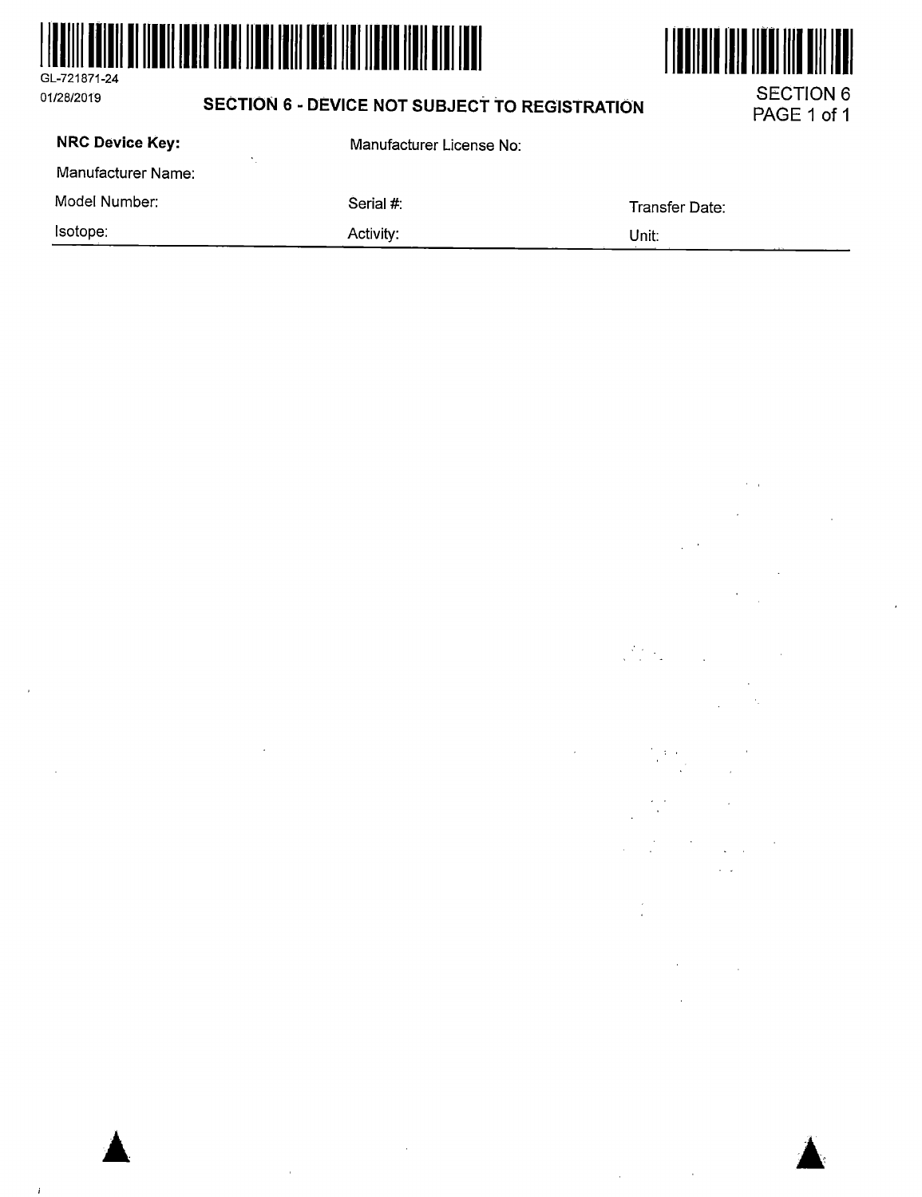GL-721871-24

01/28/2019

## SECTION 6 - DEVICE NOT SUBJECT TO REGISTRATION

SECTION 6

| | | |
|---|---|---|
| **NRC Device Key:** | Manufacturer License No: | |
| Manufacturer Name: | | |
| Model Number: | Serial #: | Transfer Date: |
| Isotope: | Activity: | Unit: |